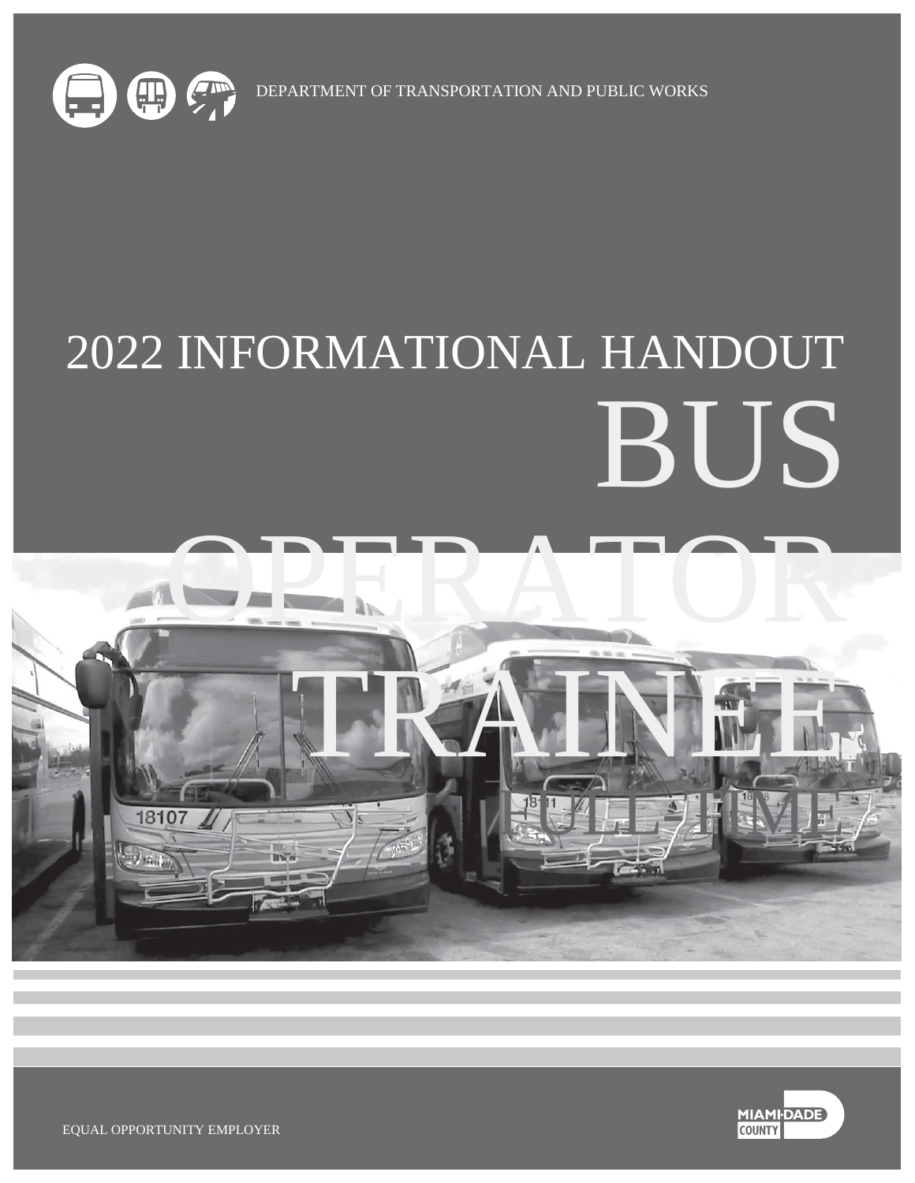DEPARTMENT OF TRANSPORTATION AND PUBLIC WORKS

# 2022 INFORMATIONAL HANDOUT

# BUS OPERATOR TRAINEE

## FULL-TIME

EQUAL OPPORTUNITY EMPLOYER

MIAMI-DADE COUNTY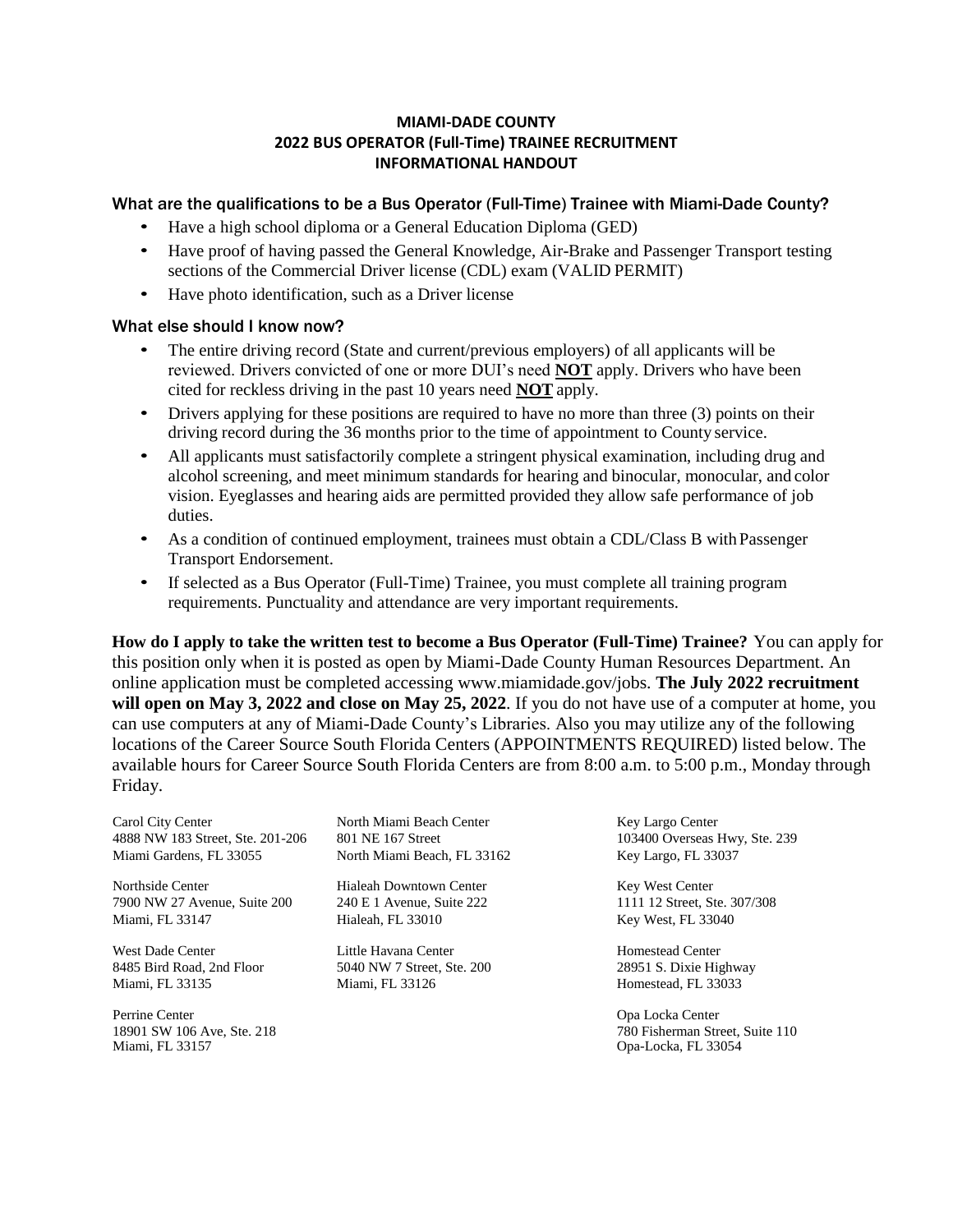# MIAMI-DADE COUNTY
## 2022 BUS OPERATOR (Full-Time) TRAINEE RECRUITMENT
## INFORMATIONAL HANDOUT

### What are the qualifications to be a Bus Operator (Full-Time) Trainee with Miami-Dade County?

- Have a high school diploma or a General Education Diploma (GED)
- Have proof of having passed the General Knowledge, Air-Brake and Passenger Transport testing sections of the Commercial Driver license (CDL) exam (VALID PERMIT)
- Have photo identification, such as a Driver license

### What else should I know now?

- The entire driving record (State and current/previous employers) of all applicants will be reviewed. Drivers convicted of one or more DUI's need **NOT** apply. Drivers who have been cited for reckless driving in the past 10 years need **NOT** apply.
- Drivers applying for these positions are required to have no more than three (3) points on their driving record during the 36 months prior to the time of appointment to County service.
- All applicants must satisfactorily complete a stringent physical examination, including drug and alcohol screening, and meet minimum standards for hearing and binocular, monocular, and color vision. Eyeglasses and hearing aids are permitted provided they allow safe performance of job duties.
- As a condition of continued employment, trainees must obtain a CDL/Class B with Passenger Transport Endorsement.
- If selected as a Bus Operator (Full-Time) Trainee, you must complete all training program requirements. Punctuality and attendance are very important requirements.

**How do I apply to take the written test to become a Bus Operator (Full-Time) Trainee?** You can apply for this position only when it is posted as open by Miami-Dade County Human Resources Department. An online application must be completed accessing www.miamidade.gov/jobs. **The July 2022 recruitment will open on May 3, 2022 and close on May 25, 2022**. If you do not have use of a computer at home, you can use computers at any of Miami-Dade County's Libraries. Also you may utilize any of the following locations of the Career Source South Florida Centers (APPOINTMENTS REQUIRED) listed below. The available hours for Career Source South Florida Centers are from 8:00 a.m. to 5:00 p.m., Monday through Friday.

Carol City Center
4888 NW 183 Street, Ste. 201-206
Miami Gardens, FL 33055

Northside Center
7900 NW 27 Avenue, Suite 200
Miami, FL 33147

West Dade Center
8485 Bird Road, 2nd Floor
Miami, FL 33135

Perrine Center
18901 SW 106 Ave, Ste. 218
Miami, FL 33157

North Miami Beach Center
801 NE 167 Street
North Miami Beach, FL 33162

Hialeah Downtown Center
240 E 1 Avenue, Suite 222
Hialeah, FL 33010

Little Havana Center
5040 NW 7 Street, Ste. 200
Miami, FL 33126

Key Largo Center
103400 Overseas Hwy, Ste. 239
Key Largo, FL 33037

Key West Center
1111 12 Street, Ste. 307/308
Key West, FL 33040

Homestead Center
28951 S. Dixie Highway
Homestead, FL 33033

Opa Locka Center
780 Fisherman Street, Suite 110
Opa-Locka, FL 33054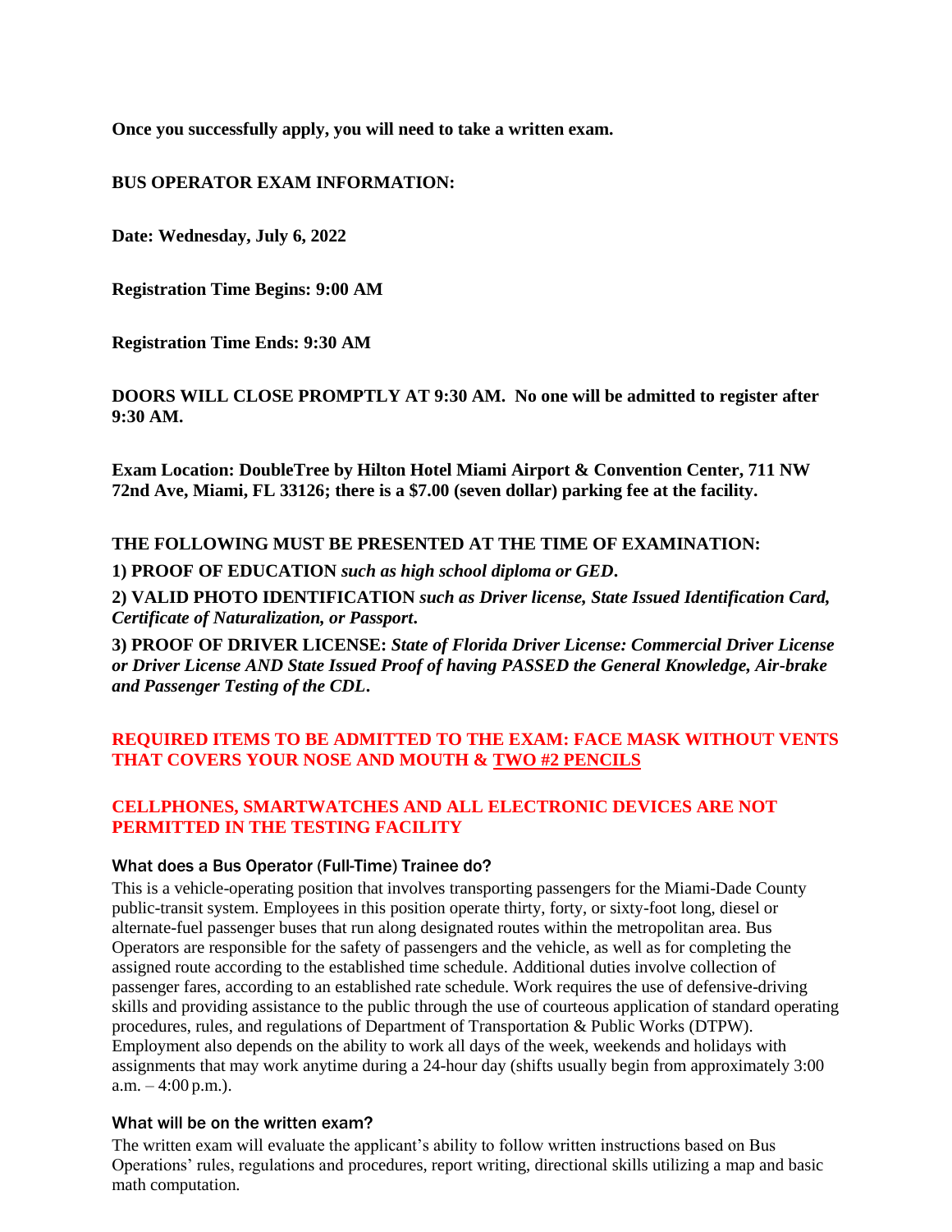**Once you successfully apply, you will need to take a written exam.**

**BUS OPERATOR EXAM INFORMATION:**

**Date: Wednesday, July 6, 2022**

**Registration Time Begins: 9:00 AM**

**Registration Time Ends: 9:30 AM**

**DOORS WILL CLOSE PROMPTLY AT 9:30 AM. No one will be admitted to register after 9:30 AM.**

**Exam Location: DoubleTree by Hilton Hotel Miami Airport & Convention Center, 711 NW 72nd Ave, Miami, FL 33126; there is a $7.00 (seven dollar) parking fee at the facility.**

**THE FOLLOWING MUST BE PRESENTED AT THE TIME OF EXAMINATION:**

**1) PROOF OF EDUCATION** ***such as high school diploma or GED*****.**

**2) VALID PHOTO IDENTIFICATION** ***such as Driver license, State Issued Identification Card, Certificate of Naturalization, or Passport*****.**

**3) PROOF OF DRIVER LICENSE:** ***State of Florida Driver License: Commercial Driver License or Driver License AND State Issued Proof of having PASSED the General Knowledge, Air-brake and Passenger Testing of the CDL*****.**

**REQUIRED ITEMS TO BE ADMITTED TO THE EXAM: FACE MASK WITHOUT VENTS THAT COVERS YOUR NOSE AND MOUTH & TWO #2 PENCILS**

**CELLPHONES, SMARTWATCHES AND ALL ELECTRONIC DEVICES ARE NOT PERMITTED IN THE TESTING FACILITY**

### What does a Bus Operator (Full-Time) Trainee do?

This is a vehicle-operating position that involves transporting passengers for the Miami-Dade County public-transit system. Employees in this position operate thirty, forty, or sixty-foot long, diesel or alternate-fuel passenger buses that run along designated routes within the metropolitan area. Bus Operators are responsible for the safety of passengers and the vehicle, as well as for completing the assigned route according to the established time schedule. Additional duties involve collection of passenger fares, according to an established rate schedule. Work requires the use of defensive-driving skills and providing assistance to the public through the use of courteous application of standard operating procedures, rules, and regulations of Department of Transportation & Public Works (DTPW). Employment also depends on the ability to work all days of the week, weekends and holidays with assignments that may work anytime during a 24-hour day (shifts usually begin from approximately 3:00 a.m. – 4:00 p.m.).

### What will be on the written exam?

The written exam will evaluate the applicant's ability to follow written instructions based on Bus Operations' rules, regulations and procedures, report writing, directional skills utilizing a map and basic math computation.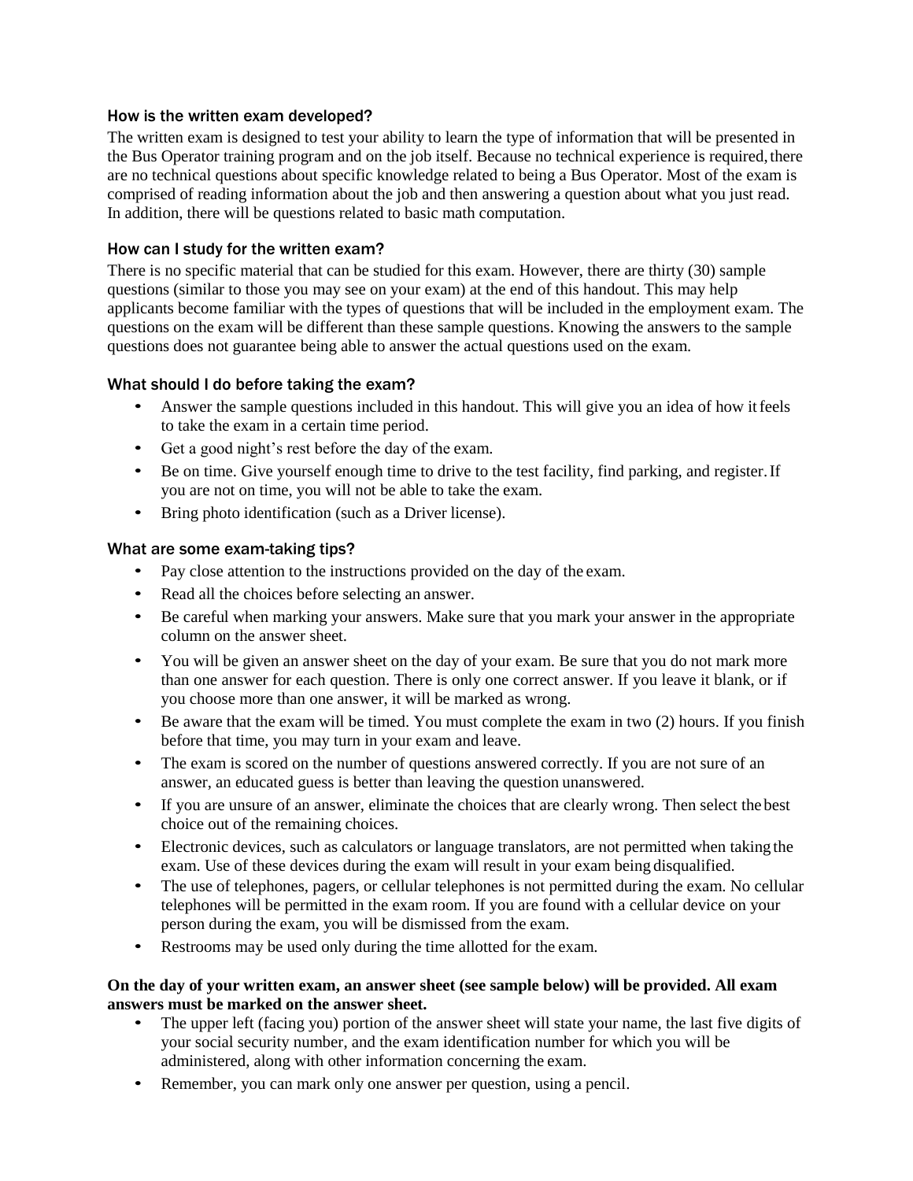### How is the written exam developed?

The written exam is designed to test your ability to learn the type of information that will be presented in the Bus Operator training program and on the job itself. Because no technical experience is required, there are no technical questions about specific knowledge related to being a Bus Operator. Most of the exam is comprised of reading information about the job and then answering a question about what you just read. In addition, there will be questions related to basic math computation.

### How can I study for the written exam?

There is no specific material that can be studied for this exam. However, there are thirty (30) sample questions (similar to those you may see on your exam) at the end of this handout. This may help applicants become familiar with the types of questions that will be included in the employment exam. The questions on the exam will be different than these sample questions. Knowing the answers to the sample questions does not guarantee being able to answer the actual questions used on the exam.

### What should I do before taking the exam?

- Answer the sample questions included in this handout. This will give you an idea of how it feels to take the exam in a certain time period.
- Get a good night's rest before the day of the exam.
- Be on time. Give yourself enough time to drive to the test facility, find parking, and register. If you are not on time, you will not be able to take the exam.
- Bring photo identification (such as a Driver license).

### What are some exam-taking tips?

- Pay close attention to the instructions provided on the day of the exam.
- Read all the choices before selecting an answer.
- Be careful when marking your answers. Make sure that you mark your answer in the appropriate column on the answer sheet.
- You will be given an answer sheet on the day of your exam. Be sure that you do not mark more than one answer for each question. There is only one correct answer. If you leave it blank, or if you choose more than one answer, it will be marked as wrong.
- Be aware that the exam will be timed. You must complete the exam in two (2) hours. If you finish before that time, you may turn in your exam and leave.
- The exam is scored on the number of questions answered correctly. If you are not sure of an answer, an educated guess is better than leaving the question unanswered.
- If you are unsure of an answer, eliminate the choices that are clearly wrong. Then select the best choice out of the remaining choices.
- Electronic devices, such as calculators or language translators, are not permitted when taking the exam. Use of these devices during the exam will result in your exam being disqualified.
- The use of telephones, pagers, or cellular telephones is not permitted during the exam. No cellular telephones will be permitted in the exam room. If you are found with a cellular device on your person during the exam, you will be dismissed from the exam.
- Restrooms may be used only during the time allotted for the exam.

**On the day of your written exam, an answer sheet (see sample below) will be provided. All exam answers must be marked on the answer sheet.**

- The upper left (facing you) portion of the answer sheet will state your name, the last five digits of your social security number, and the exam identification number for which you will be administered, along with other information concerning the exam.
- Remember, you can mark only one answer per question, using a pencil.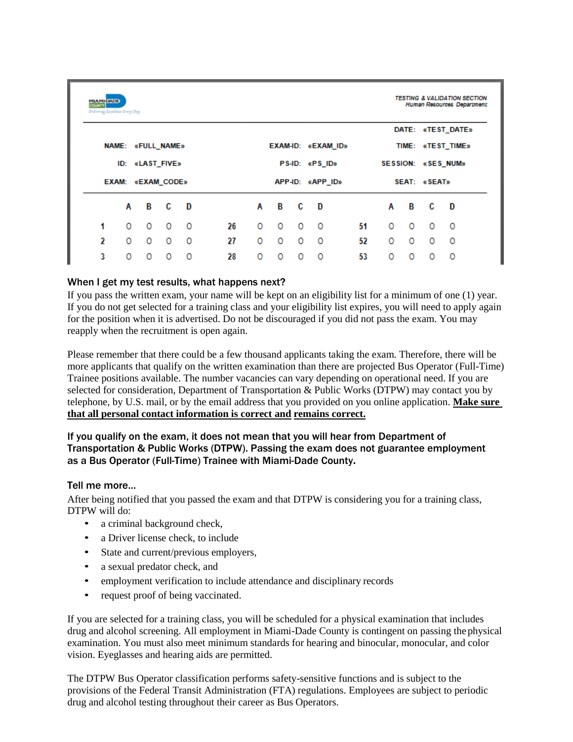TESTING & VALIDATION SECTION
Human Resources Department

| | | | | | |
|---|---|---|---|---|---|
| | | | | DATE: | «TEST_DATE» |
| NAME: | «FULL_NAME» | EXAM-ID: | «EXAM_ID» | TIME: | «TEST_TIME» |
| ID: | «LAST_FIVE» | PS-ID: | «PS_ID» | SESSION: | «SES_NUM» |
| EXAM: | «EXAM_CODE» | APP-ID: | «APP_ID» | SEAT: | «SEAT» |

| | A | B | C | D | | A | B | C | D | | A | B | C | D |
|---|---|---|---|---|---|---|---|---|---|---|---|---|---|---|
| 1 | O | O | O | O | 26 | O | O | O | O | 51 | O | O | O | O |
| 2 | O | O | O | O | 27 | O | O | O | O | 52 | O | O | O | O |
| 3 | O | O | O | O | 28 | O | O | O | O | 53 | O | O | O | O |

### When I get my test results, what happens next?

If you pass the written exam, your name will be kept on an eligibility list for a minimum of one (1) year. If you do not get selected for a training class and your eligibility list expires, you will need to apply again for the position when it is advertised. Do not be discouraged if you did not pass the exam. You may reapply when the recruitment is open again.

Please remember that there could be a few thousand applicants taking the exam. Therefore, there will be more applicants that qualify on the written examination than there are projected Bus Operator (Full-Time) Trainee positions available. The number vacancies can vary depending on operational need. If you are selected for consideration, Department of Transportation & Public Works (DTPW) may contact you by telephone, by U.S. mail, or by the email address that you provided on you online application. **Make sure that all personal contact information is correct and remains correct.**

**If you qualify on the exam, it does not mean that you will hear from Department of Transportation & Public Works (DTPW). Passing the exam does not guarantee employment as a Bus Operator (Full-Time) Trainee with Miami-Dade County.**

### Tell me more…

After being notified that you passed the exam and that DTPW is considering you for a training class, DTPW will do:

- a criminal background check,
- a Driver license check, to include
- State and current/previous employers,
- a sexual predator check, and
- employment verification to include attendance and disciplinary records
- request proof of being vaccinated.

If you are selected for a training class, you will be scheduled for a physical examination that includes drug and alcohol screening. All employment in Miami-Dade County is contingent on passing the physical examination. You must also meet minimum standards for hearing and binocular, monocular, and color vision. Eyeglasses and hearing aids are permitted.

The DTPW Bus Operator classification performs safety-sensitive functions and is subject to the provisions of the Federal Transit Administration (FTA) regulations. Employees are subject to periodic drug and alcohol testing throughout their career as Bus Operators.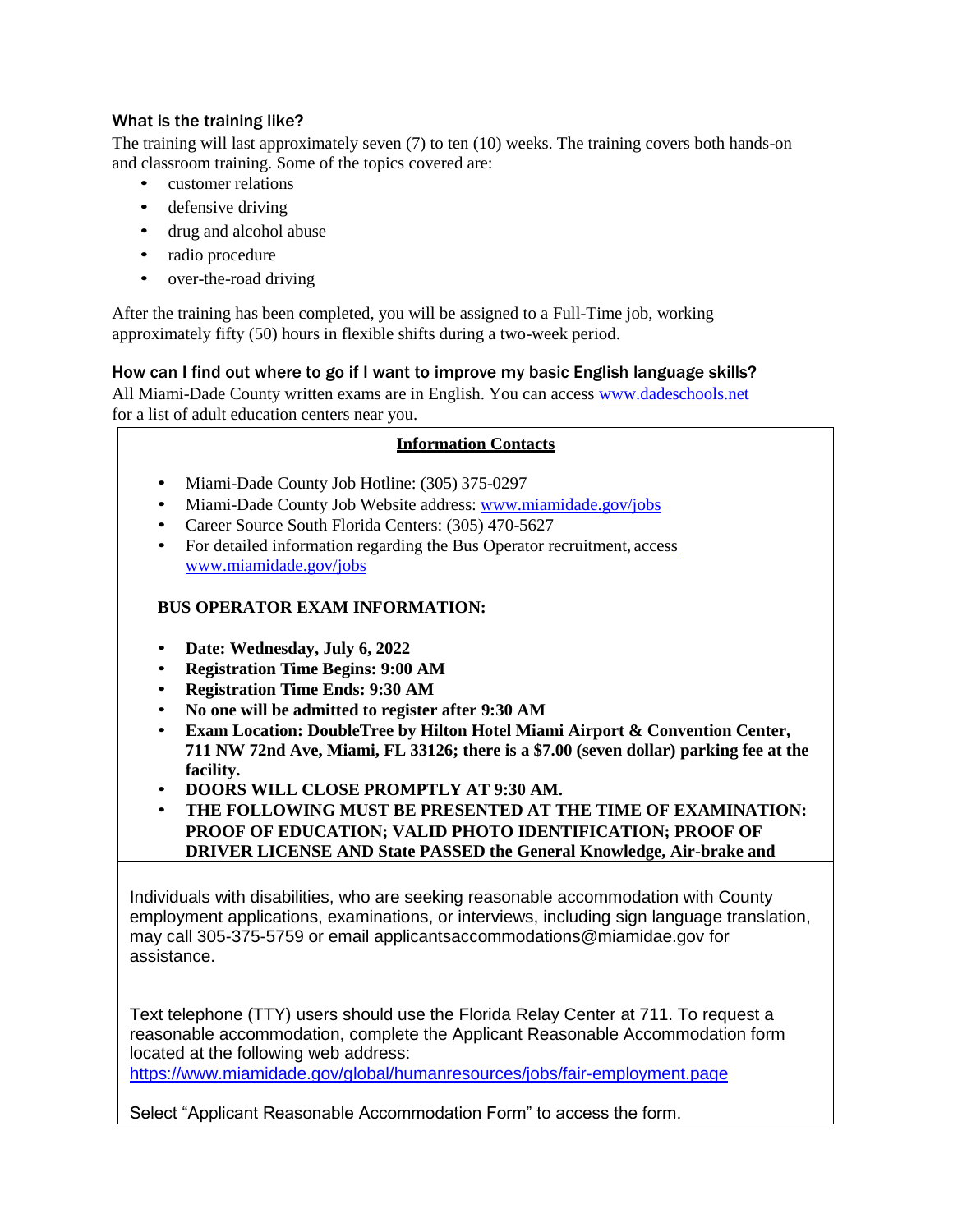### What is the training like?

The training will last approximately seven (7) to ten (10) weeks. The training covers both hands-on and classroom training. Some of the topics covered are:

- customer relations
- defensive driving
- drug and alcohol abuse
- radio procedure
- over-the-road driving

After the training has been completed, you will be assigned to a Full-Time job, working approximately fifty (50) hours in flexible shifts during a two-week period.

### How can I find out where to go if I want to improve my basic English language skills?

All Miami-Dade County written exams are in English. You can access www.dadeschools.net for a list of adult education centers near you.

**Information Contacts**

- Miami-Dade County Job Hotline: (305) 375-0297
- Miami-Dade County Job Website address: www.miamidade.gov/jobs
- Career Source South Florida Centers: (305) 470-5627
- For detailed information regarding the Bus Operator recruitment, access www.miamidade.gov/jobs

**BUS OPERATOR EXAM INFORMATION:**

- **Date: Wednesday, July 6, 2022**
- **Registration Time Begins: 9:00 AM**
- **Registration Time Ends: 9:30 AM**
- **No one will be admitted to register after 9:30 AM**
- **Exam Location: DoubleTree by Hilton Hotel Miami Airport & Convention Center, 711 NW 72nd Ave, Miami, FL 33126; there is a $7.00 (seven dollar) parking fee at the facility.**
- **DOORS WILL CLOSE PROMPTLY AT 9:30 AM.**
- **THE FOLLOWING MUST BE PRESENTED AT THE TIME OF EXAMINATION: PROOF OF EDUCATION; VALID PHOTO IDENTIFICATION; PROOF OF DRIVER LICENSE AND State PASSED the General Knowledge, Air-brake and**

Individuals with disabilities, who are seeking reasonable accommodation with County employment applications, examinations, or interviews, including sign language translation, may call 305-375-5759 or email applicantsaccommodations@miamidae.gov for assistance.

Text telephone (TTY) users should use the Florida Relay Center at 711. To request a reasonable accommodation, complete the Applicant Reasonable Accommodation form located at the following web address:
https://www.miamidade.gov/global/humanresources/jobs/fair-employment.page

Select "Applicant Reasonable Accommodation Form" to access the form.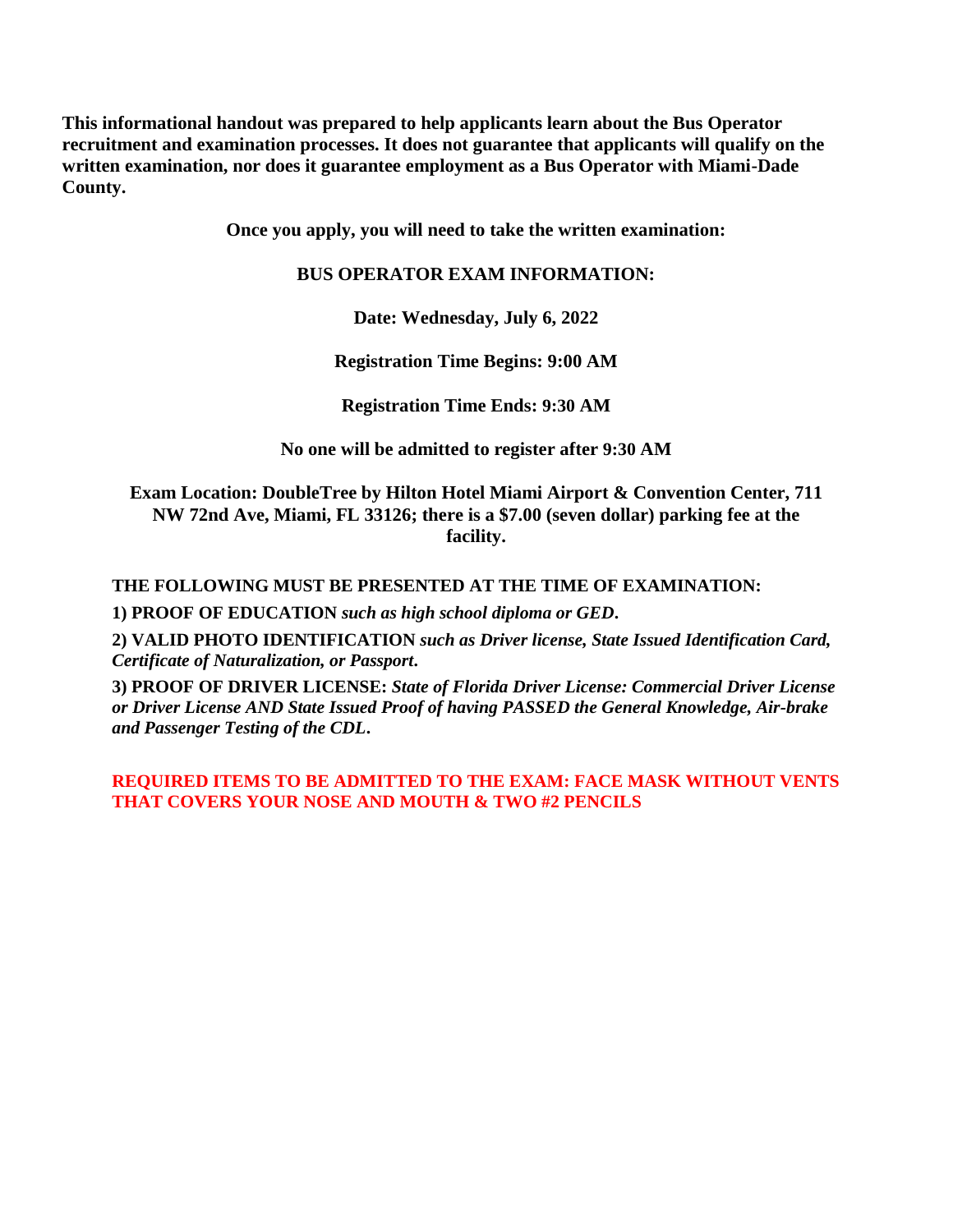**This informational handout was prepared to help applicants learn about the Bus Operator recruitment and examination processes. It does not guarantee that applicants will qualify on the written examination, nor does it guarantee employment as a Bus Operator with Miami-Dade County.**

**Once you apply, you will need to take the written examination:**

**BUS OPERATOR EXAM INFORMATION:**

**Date: Wednesday, July 6, 2022**

**Registration Time Begins: 9:00 AM**

**Registration Time Ends: 9:30 AM**

**No one will be admitted to register after 9:30 AM**

**Exam Location: DoubleTree by Hilton Hotel Miami Airport & Convention Center, 711 NW 72nd Ave, Miami, FL 33126; there is a $7.00 (seven dollar) parking fee at the facility.**

**THE FOLLOWING MUST BE PRESENTED AT THE TIME OF EXAMINATION:**

**1) PROOF OF EDUCATION** ***such as high school diploma or GED*.**

**2) VALID PHOTO IDENTIFICATION** ***such as Driver license, State Issued Identification Card, Certificate of Naturalization, or Passport*.**

**3) PROOF OF DRIVER LICENSE:** ***State of Florida Driver License: Commercial Driver License or Driver License AND State Issued Proof of having PASSED the General Knowledge, Air-brake and Passenger Testing of the CDL*.**

**REQUIRED ITEMS TO BE ADMITTED TO THE EXAM: FACE MASK WITHOUT VENTS THAT COVERS YOUR NOSE AND MOUTH & TWO #2 PENCILS**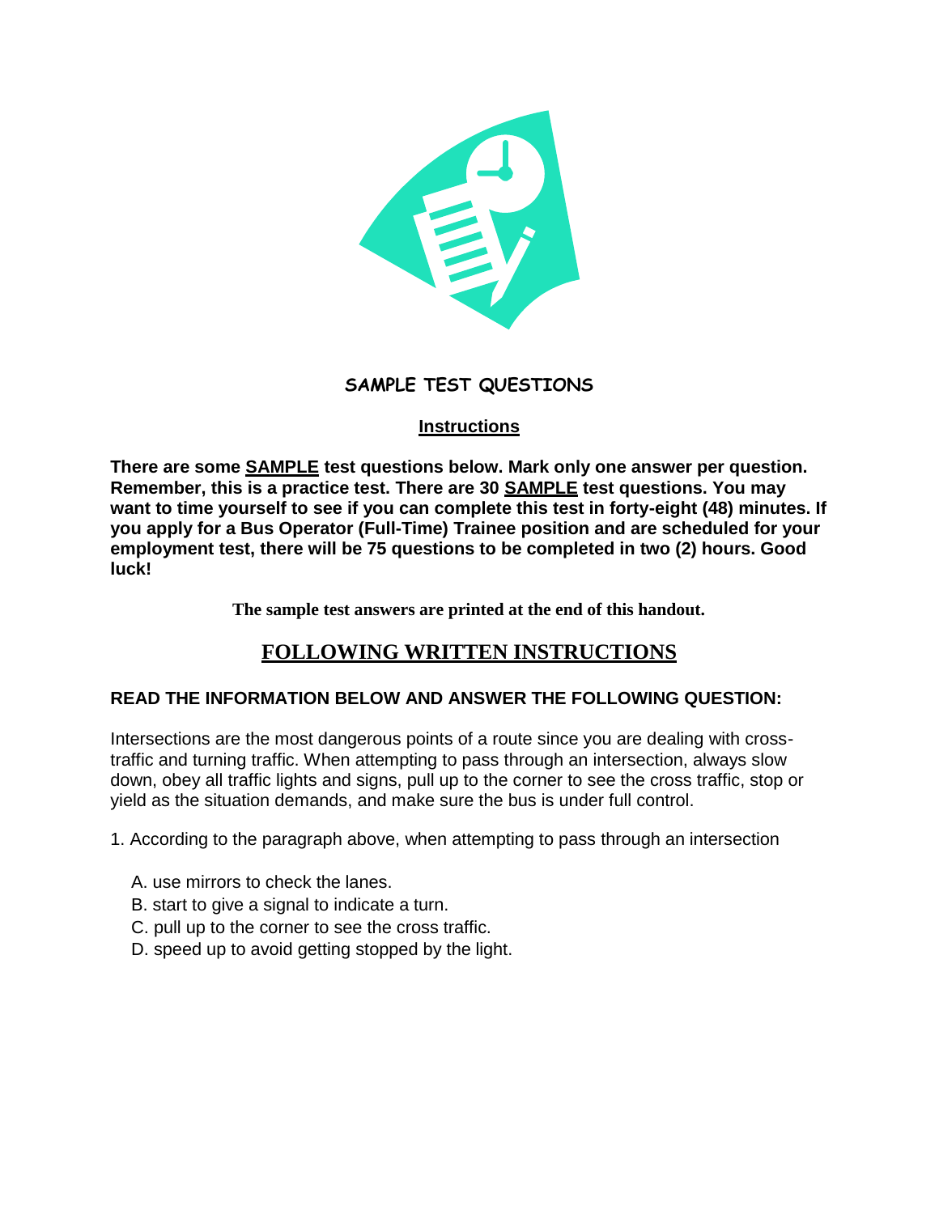## SAMPLE TEST QUESTIONS

### Instructions

**There are some <u>SAMPLE</u> test questions below. Mark only one answer per question. Remember, this is a practice test. There are 30 <u>SAMPLE</u> test questions. You may want to time yourself to see if you can complete this test in forty-eight (48) minutes. If you apply for a Bus Operator (Full-Time) Trainee position and are scheduled for your employment test, there will be 75 questions to be completed in two (2) hours. Good luck!**

**The sample test answers are printed at the end of this handout.**

## FOLLOWING WRITTEN INSTRUCTIONS

**READ THE INFORMATION BELOW AND ANSWER THE FOLLOWING QUESTION:**

Intersections are the most dangerous points of a route since you are dealing with cross-traffic and turning traffic. When attempting to pass through an intersection, always slow down, obey all traffic lights and signs, pull up to the corner to see the cross traffic, stop or yield as the situation demands, and make sure the bus is under full control.

1. According to the paragraph above, when attempting to pass through an intersection

   A. use mirrors to check the lanes.
   B. start to give a signal to indicate a turn.
   C. pull up to the corner to see the cross traffic.
   D. speed up to avoid getting stopped by the light.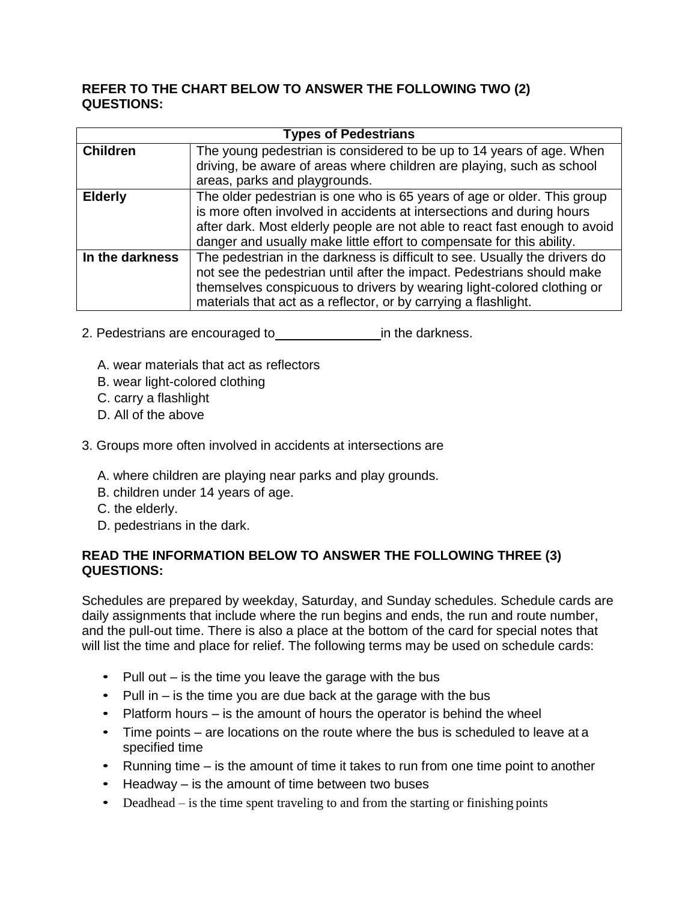**REFER TO THE CHART BELOW TO ANSWER THE FOLLOWING TWO (2) QUESTIONS:**

| Types of Pedestrians | |
|---|---|
| **Children** | The young pedestrian is considered to be up to 14 years of age. When driving, be aware of areas where children are playing, such as school areas, parks and playgrounds. |
| **Elderly** | The older pedestrian is one who is 65 years of age or older. This group is more often involved in accidents at intersections and during hours after dark. Most elderly people are not able to react fast enough to avoid danger and usually make little effort to compensate for this ability. |
| **In the darkness** | The pedestrian in the darkness is difficult to see. Usually the drivers do not see the pedestrian until after the impact. Pedestrians should make themselves conspicuous to drivers by wearing light-colored clothing or materials that act as a reflector, or by carrying a flashlight. |

2. Pedestrians are encouraged to ______________ in the darkness.

   A. wear materials that act as reflectors
   B. wear light-colored clothing
   C. carry a flashlight
   D. All of the above

3. Groups more often involved in accidents at intersections are

   A. where children are playing near parks and play grounds.
   B. children under 14 years of age.
   C. the elderly.
   D. pedestrians in the dark.

**READ THE INFORMATION BELOW TO ANSWER THE FOLLOWING THREE (3) QUESTIONS:**

Schedules are prepared by weekday, Saturday, and Sunday schedules. Schedule cards are daily assignments that include where the run begins and ends, the run and route number, and the pull-out time. There is also a place at the bottom of the card for special notes that will list the time and place for relief. The following terms may be used on schedule cards:

- Pull out – is the time you leave the garage with the bus
- Pull in – is the time you are due back at the garage with the bus
- Platform hours – is the amount of hours the operator is behind the wheel
- Time points – are locations on the route where the bus is scheduled to leave at a specified time
- Running time – is the amount of time it takes to run from one time point to another
- Headway – is the amount of time between two buses
- Deadhead – is the time spent traveling to and from the starting or finishing points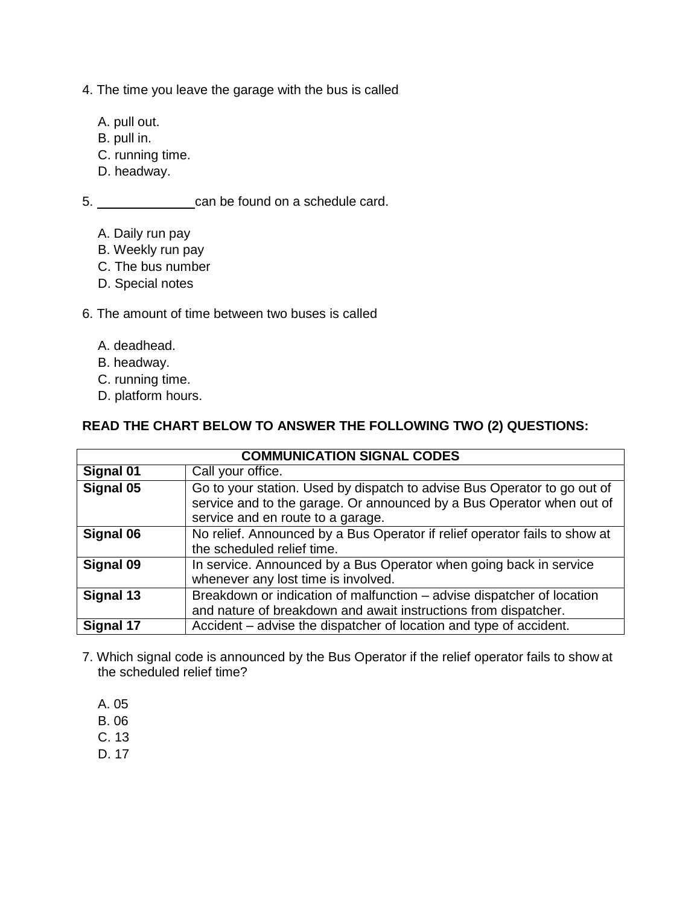4. The time you leave the garage with the bus is called

   A. pull out.
   B. pull in.
   C. running time.
   D. headway.

5. ______________ can be found on a schedule card.

   A. Daily run pay
   B. Weekly run pay
   C. The bus number
   D. Special notes

6. The amount of time between two buses is called

   A. deadhead.
   B. headway.
   C. running time.
   D. platform hours.

**READ THE CHART BELOW TO ANSWER THE FOLLOWING TWO (2) QUESTIONS:**

| **COMMUNICATION SIGNAL CODES** | |
|---|---|
| **Signal 01** | Call your office. |
| **Signal 05** | Go to your station. Used by dispatch to advise Bus Operator to go out of service and to the garage. Or announced by a Bus Operator when out of service and en route to a garage. |
| **Signal 06** | No relief. Announced by a Bus Operator if relief operator fails to show at the scheduled relief time. |
| **Signal 09** | In service. Announced by a Bus Operator when going back in service whenever any lost time is involved. |
| **Signal 13** | Breakdown or indication of malfunction – advise dispatcher of location and nature of breakdown and await instructions from dispatcher. |
| **Signal 17** | Accident – advise the dispatcher of location and type of accident. |

7. Which signal code is announced by the Bus Operator if the relief operator fails to show at the scheduled relief time?

   A. 05
   B. 06
   C. 13
   D. 17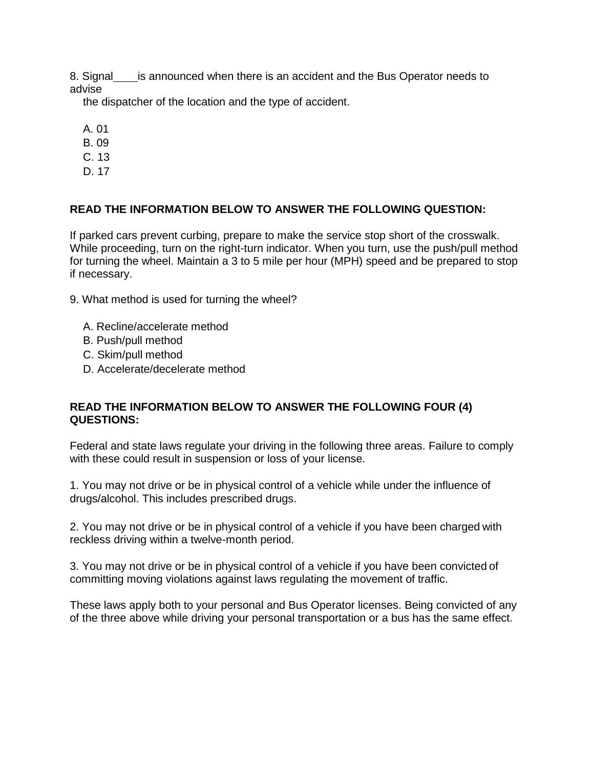8. Signal ____ is announced when there is an accident and the Bus Operator needs to advise the dispatcher of the location and the type of accident.

A. 01
B. 09
C. 13
D. 17

**READ THE INFORMATION BELOW TO ANSWER THE FOLLOWING QUESTION:**

If parked cars prevent curbing, prepare to make the service stop short of the crosswalk. While proceeding, turn on the right-turn indicator. When you turn, use the push/pull method for turning the wheel. Maintain a 3 to 5 mile per hour (MPH) speed and be prepared to stop if necessary.

9. What method is used for turning the wheel?

A. Recline/accelerate method
B. Push/pull method
C. Skim/pull method
D. Accelerate/decelerate method

**READ THE INFORMATION BELOW TO ANSWER THE FOLLOWING FOUR (4) QUESTIONS:**

Federal and state laws regulate your driving in the following three areas. Failure to comply with these could result in suspension or loss of your license.

1. You may not drive or be in physical control of a vehicle while under the influence of drugs/alcohol. This includes prescribed drugs.

2. You may not drive or be in physical control of a vehicle if you have been charged with reckless driving within a twelve-month period.

3. You may not drive or be in physical control of a vehicle if you have been convicted of committing moving violations against laws regulating the movement of traffic.

These laws apply both to your personal and Bus Operator licenses. Being convicted of any of the three above while driving your personal transportation or a bus has the same effect.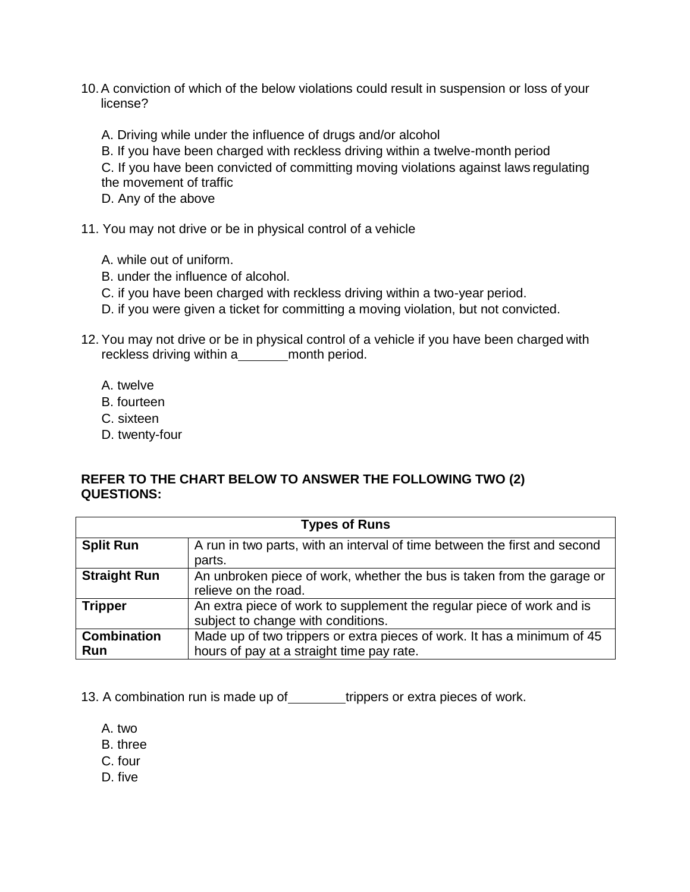10. A conviction of which of the below violations could result in suspension or loss of your license?

    A. Driving while under the influence of drugs and/or alcohol
    B. If you have been charged with reckless driving within a twelve-month period
    C. If you have been convicted of committing moving violations against laws regulating the movement of traffic
    D. Any of the above

11. You may not drive or be in physical control of a vehicle

    A. while out of uniform.
    B. under the influence of alcohol.
    C. if you have been charged with reckless driving within a two-year period.
    D. if you were given a ticket for committing a moving violation, but not convicted.

12. You may not drive or be in physical control of a vehicle if you have been charged with reckless driving within a _______ month period.

    A. twelve
    B. fourteen
    C. sixteen
    D. twenty-four

**REFER TO THE CHART BELOW TO ANSWER THE FOLLOWING TWO (2) QUESTIONS:**

| Types of Runs | |
|---|---|
| **Split Run** | A run in two parts, with an interval of time between the first and second parts. |
| **Straight Run** | An unbroken piece of work, whether the bus is taken from the garage or relieve on the road. |
| **Tripper** | An extra piece of work to supplement the regular piece of work and is subject to change with conditions. |
| **Combination Run** | Made up of two trippers or extra pieces of work. It has a minimum of 45 hours of pay at a straight time pay rate. |

13. A combination run is made up of ________ trippers or extra pieces of work.

    A. two
    B. three
    C. four
    D. five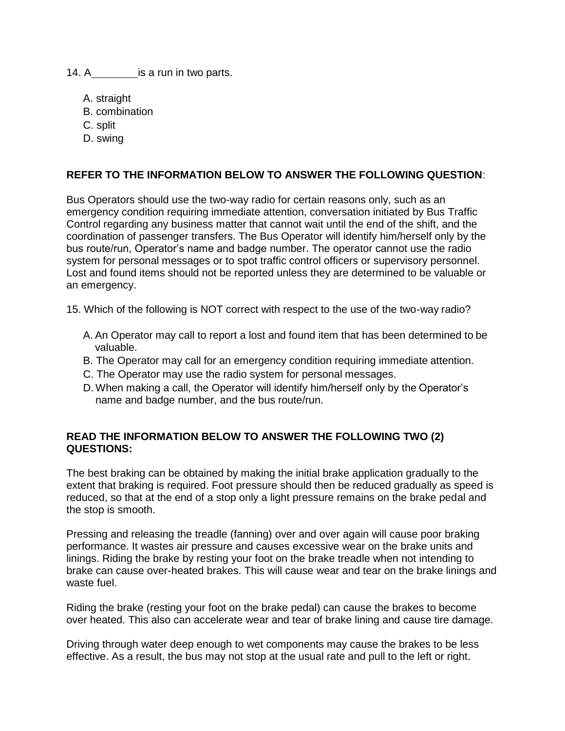14. A________is a run in two parts.

A. straight
B. combination
C. split
D. swing

**REFER TO THE INFORMATION BELOW TO ANSWER THE FOLLOWING QUESTION**:

Bus Operators should use the two-way radio for certain reasons only, such as an emergency condition requiring immediate attention, conversation initiated by Bus Traffic Control regarding any business matter that cannot wait until the end of the shift, and the coordination of passenger transfers. The Bus Operator will identify him/herself only by the bus route/run, Operator's name and badge number. The operator cannot use the radio system for personal messages or to spot traffic control officers or supervisory personnel. Lost and found items should not be reported unless they are determined to be valuable or an emergency.

15. Which of the following is NOT correct with respect to the use of the two-way radio?

A. An Operator may call to report a lost and found item that has been determined to be valuable.
B. The Operator may call for an emergency condition requiring immediate attention.
C. The Operator may use the radio system for personal messages.
D. When making a call, the Operator will identify him/herself only by the Operator's name and badge number, and the bus route/run.

**READ THE INFORMATION BELOW TO ANSWER THE FOLLOWING TWO (2) QUESTIONS:**

The best braking can be obtained by making the initial brake application gradually to the extent that braking is required. Foot pressure should then be reduced gradually as speed is reduced, so that at the end of a stop only a light pressure remains on the brake pedal and the stop is smooth.

Pressing and releasing the treadle (fanning) over and over again will cause poor braking performance. It wastes air pressure and causes excessive wear on the brake units and linings. Riding the brake by resting your foot on the brake treadle when not intending to brake can cause over-heated brakes. This will cause wear and tear on the brake linings and waste fuel.

Riding the brake (resting your foot on the brake pedal) can cause the brakes to become over heated. This also can accelerate wear and tear of brake lining and cause tire damage.

Driving through water deep enough to wet components may cause the brakes to be less effective. As a result, the bus may not stop at the usual rate and pull to the left or right.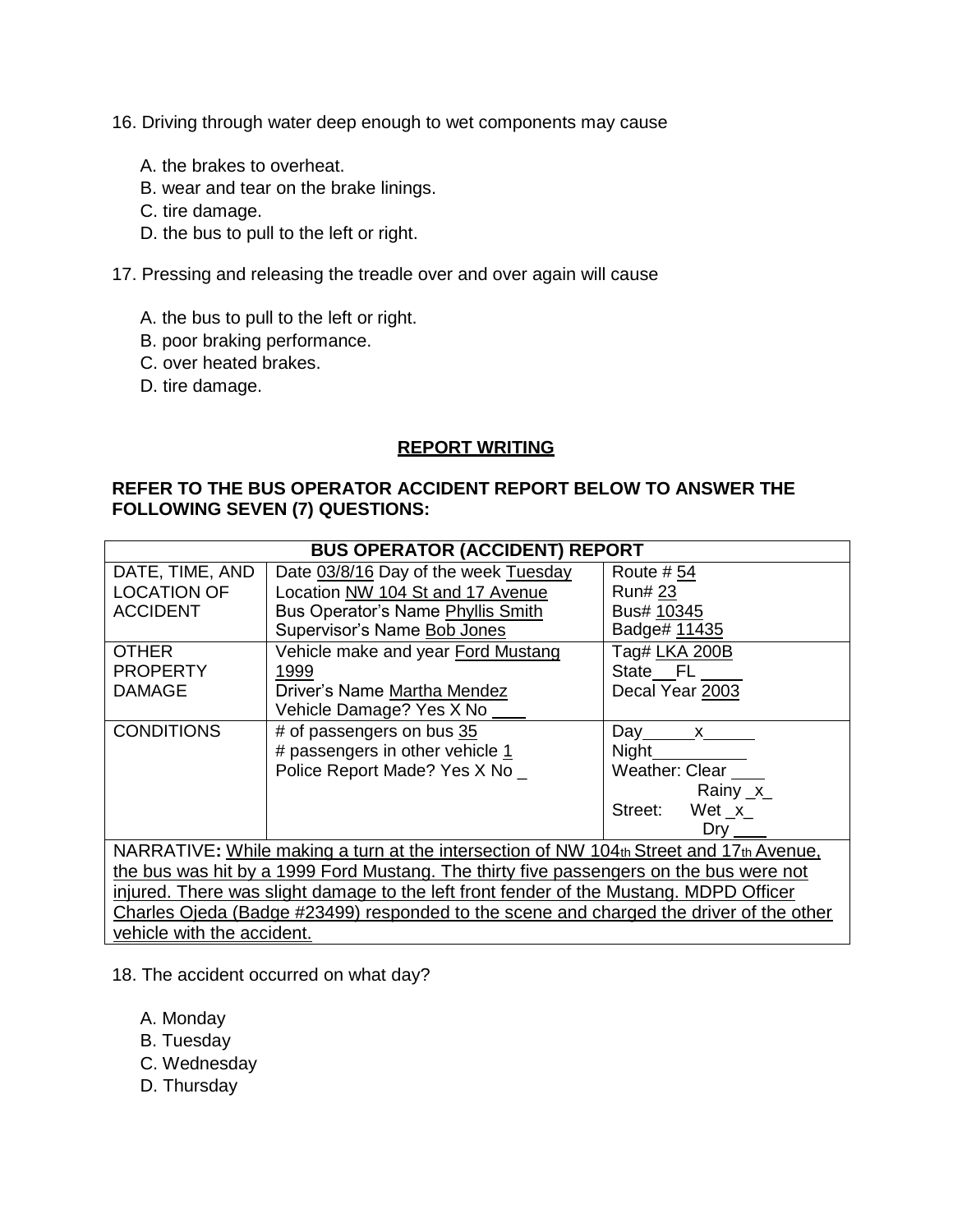16. Driving through water deep enough to wet components may cause

   A. the brakes to overheat.
   B. wear and tear on the brake linings.
   C. tire damage.
   D. the bus to pull to the left or right.

17. Pressing and releasing the treadle over and over again will cause

   A. the bus to pull to the left or right.
   B. poor braking performance.
   C. over heated brakes.
   D. tire damage.

## REPORT WRITING

**REFER TO THE BUS OPERATOR ACCIDENT REPORT BELOW TO ANSWER THE FOLLOWING SEVEN (7) QUESTIONS:**

| BUS OPERATOR (ACCIDENT) REPORT | | |
|---|---|---|
| DATE, TIME, AND LOCATION OF ACCIDENT | Date 03/8/16 Day of the week Tuesday<br>Location NW 104 St and 17 Avenue<br>Bus Operator's Name Phyllis Smith<br>Supervisor's Name Bob Jones | Route # 54<br>Run# 23<br>Bus# 10345<br>Badge# 11435 |
| OTHER PROPERTY DAMAGE | Vehicle make and year Ford Mustang 1999<br>Driver's Name Martha Mendez<br>Vehicle Damage? Yes X No ___ | Tag# LKA 200B<br>State FL<br>Decal Year 2003 |
| CONDITIONS | # of passengers on bus 35<br># passengers in other vehicle 1<br>Police Report Made? Yes X No _ | Day x<br>Night ___<br>Weather: Clear ___ Rainy _x_<br>Street: Wet _x_ Dry ___ |
| NARRATIVE: While making a turn at the intersection of NW 104th Street and 17th Avenue, the bus was hit by a 1999 Ford Mustang. The thirty five passengers on the bus were not injured. There was slight damage to the left front fender of the Mustang. MDPD Officer Charles Ojeda (Badge #23499) responded to the scene and charged the driver of the other vehicle with the accident. | | |

18. The accident occurred on what day?

   A. Monday
   B. Tuesday
   C. Wednesday
   D. Thursday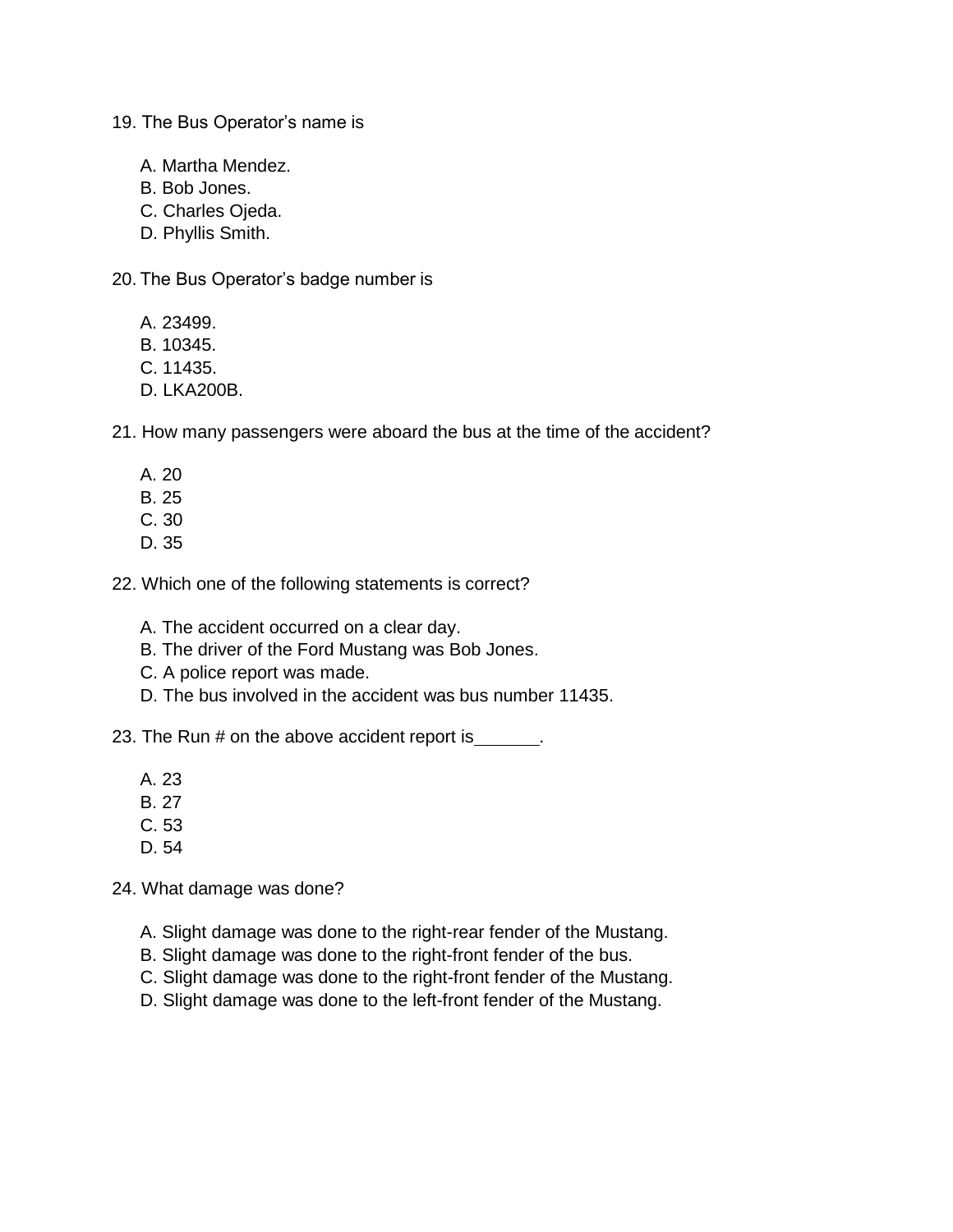19. The Bus Operator’s name is

    A. Martha Mendez.
    B. Bob Jones.
    C. Charles Ojeda.
    D. Phyllis Smith.

20. The Bus Operator’s badge number is

    A. 23499.
    B. 10345.
    C. 11435.
    D. LKA200B.

21. How many passengers were aboard the bus at the time of the accident?

    A. 20
    B. 25
    C. 30
    D. 35

22. Which one of the following statements is correct?

    A. The accident occurred on a clear day.
    B. The driver of the Ford Mustang was Bob Jones.
    C. A police report was made.
    D. The bus involved in the accident was bus number 11435.

23. The Run # on the above accident report is______.

    A. 23
    B. 27
    C. 53
    D. 54

24. What damage was done?

    A. Slight damage was done to the right-rear fender of the Mustang.
    B. Slight damage was done to the right-front fender of the bus.
    C. Slight damage was done to the right-front fender of the Mustang.
    D. Slight damage was done to the left-front fender of the Mustang.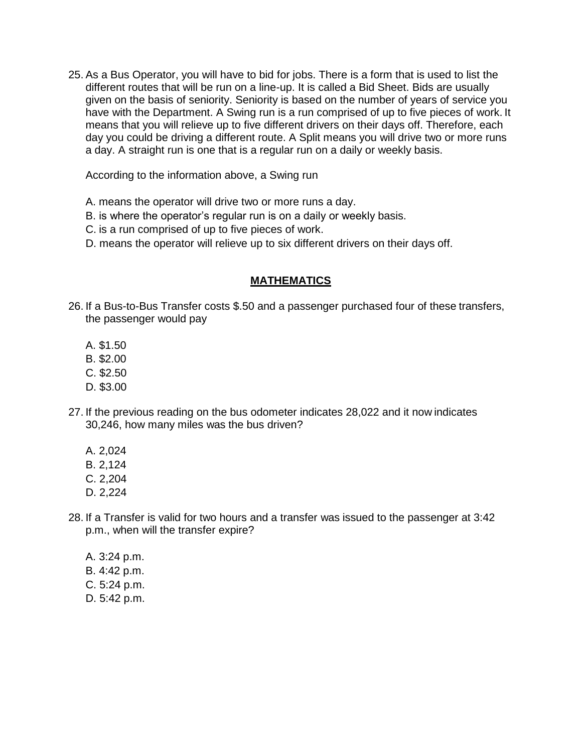25. As a Bus Operator, you will have to bid for jobs. There is a form that is used to list the different routes that will be run on a line-up. It is called a Bid Sheet. Bids are usually given on the basis of seniority. Seniority is based on the number of years of service you have with the Department. A Swing run is a run comprised of up to five pieces of work. It means that you will relieve up to five different drivers on their days off. Therefore, each day you could be driving a different route. A Split means you will drive two or more runs a day. A straight run is one that is a regular run on a daily or weekly basis.

    According to the information above, a Swing run

    A. means the operator will drive two or more runs a day.
    B. is where the operator's regular run is on a daily or weekly basis.
    C. is a run comprised of up to five pieces of work.
    D. means the operator will relieve up to six different drivers on their days off.

## MATHEMATICS

26. If a Bus-to-Bus Transfer costs $.50 and a passenger purchased four of these transfers, the passenger would pay

    A. $1.50
    B. $2.00
    C. $2.50
    D. $3.00

27. If the previous reading on the bus odometer indicates 28,022 and it now indicates 30,246, how many miles was the bus driven?

    A. 2,024
    B. 2,124
    C. 2,204
    D. 2,224

28. If a Transfer is valid for two hours and a transfer was issued to the passenger at 3:42 p.m., when will the transfer expire?

    A. 3:24 p.m.
    B. 4:42 p.m.
    C. 5:24 p.m.
    D. 5:42 p.m.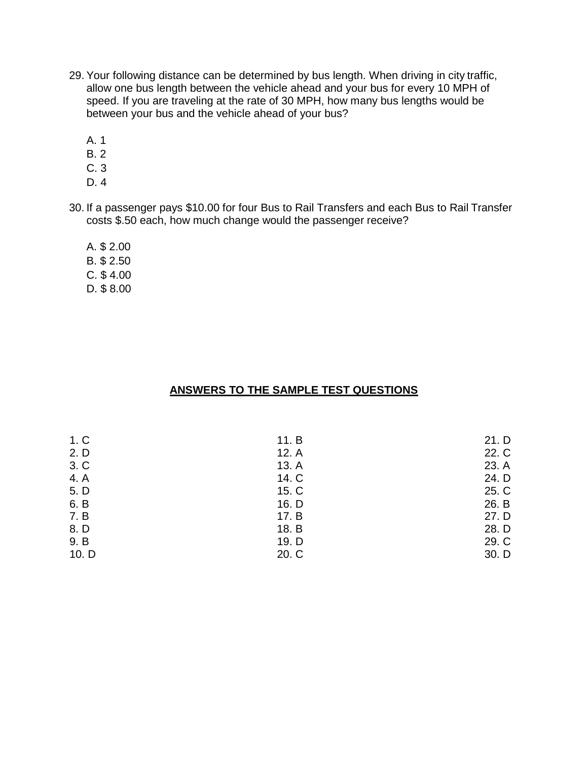29. Your following distance can be determined by bus length. When driving in city traffic, allow one bus length between the vehicle ahead and your bus for every 10 MPH of speed. If you are traveling at the rate of 30 MPH, how many bus lengths would be between your bus and the vehicle ahead of your bus?

    A. 1
    B. 2
    C. 3
    D. 4

30. If a passenger pays $10.00 for four Bus to Rail Transfers and each Bus to Rail Transfer costs $.50 each, how much change would the passenger receive?

    A. $ 2.00
    B. $ 2.50
    C. $ 4.00
    D. $ 8.00

## ANSWERS TO THE SAMPLE TEST QUESTIONS

| | | |
|---|---|---|
| 1. C | 11. B | 21. D |
| 2. D | 12. A | 22. C |
| 3. C | 13. A | 23. A |
| 4. A | 14. C | 24. D |
| 5. D | 15. C | 25. C |
| 6. B | 16. D | 26. B |
| 7. B | 17. B | 27. D |
| 8. D | 18. B | 28. D |
| 9. B | 19. D | 29. C |
| 10. D | 20. C | 30. D |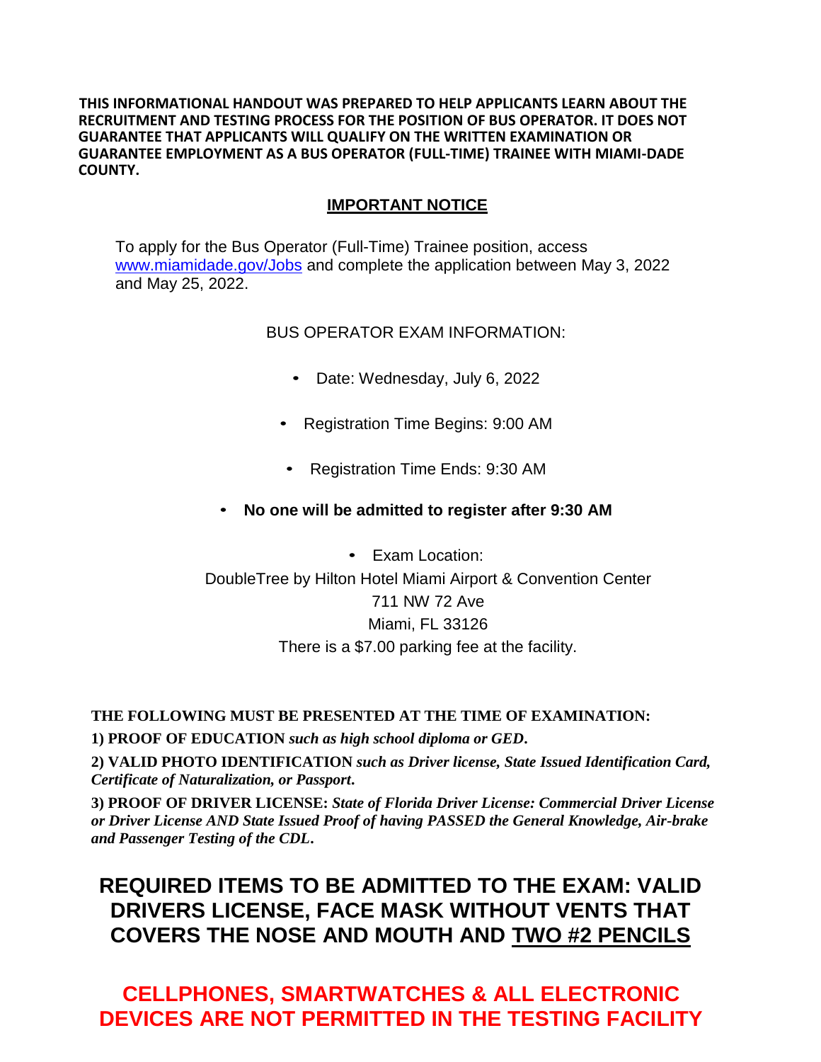**THIS INFORMATIONAL HANDOUT WAS PREPARED TO HELP APPLICANTS LEARN ABOUT THE RECRUITMENT AND TESTING PROCESS FOR THE POSITION OF BUS OPERATOR. IT DOES NOT GUARANTEE THAT APPLICANTS WILL QUALIFY ON THE WRITTEN EXAMINATION OR GUARANTEE EMPLOYMENT AS A BUS OPERATOR (FULL-TIME) TRAINEE WITH MIAMI-DADE COUNTY.**

## IMPORTANT NOTICE

To apply for the Bus Operator (Full-Time) Trainee position, access [www.miamidade.gov/Jobs](http://www.miamidade.gov/Jobs) and complete the application between May 3, 2022 and May 25, 2022.

BUS OPERATOR EXAM INFORMATION:

- Date: Wednesday, July 6, 2022
- Registration Time Begins: 9:00 AM
- Registration Time Ends: 9:30 AM
- **No one will be admitted to register after 9:30 AM**
- Exam Location:
  DoubleTree by Hilton Hotel Miami Airport & Convention Center
  711 NW 72 Ave
  Miami, FL 33126
  There is a $7.00 parking fee at the facility.

**THE FOLLOWING MUST BE PRESENTED AT THE TIME OF EXAMINATION:**

**1) PROOF OF EDUCATION** ***such as high school diploma or GED.***

**2) VALID PHOTO IDENTIFICATION** ***such as Driver license, State Issued Identification Card, Certificate of Naturalization, or Passport.***

**3) PROOF OF DRIVER LICENSE:** ***State of Florida Driver License: Commercial Driver License or Driver License AND State Issued Proof of having PASSED the General Knowledge, Air-brake and Passenger Testing of the CDL.***

## REQUIRED ITEMS TO BE ADMITTED TO THE EXAM: VALID DRIVERS LICENSE, FACE MASK WITHOUT VENTS THAT COVERS THE NOSE AND MOUTH AND TWO #2 PENCILS

## CELLPHONES, SMARTWATCHES & ALL ELECTRONIC DEVICES ARE NOT PERMITTED IN THE TESTING FACILITY